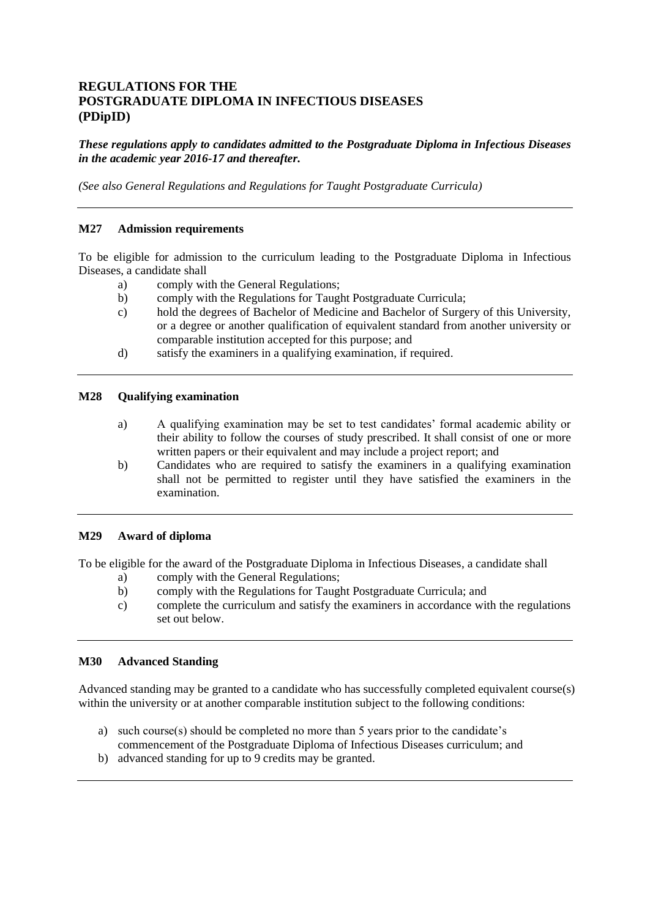# REGULATIONS FOR THE POSTGRADUATE DIPLOMA IN INFECTIOUS DISEASES (PDipID)

***These regulations apply to candidates admitted to the Postgraduate Diploma in Infectious Diseases in the academic year 2016-17 and thereafter.***

*(See also General Regulations and Regulations for Taught Postgraduate Curricula)*

---

### M27 Admission requirements

To be eligible for admission to the curriculum leading to the Postgraduate Diploma in Infectious Diseases, a candidate shall

a) comply with the General Regulations;
b) comply with the Regulations for Taught Postgraduate Curricula;
c) hold the degrees of Bachelor of Medicine and Bachelor of Surgery of this University, or a degree or another qualification of equivalent standard from another university or comparable institution accepted for this purpose; and
d) satisfy the examiners in a qualifying examination, if required.

---

### M28 Qualifying examination

a) A qualifying examination may be set to test candidates' formal academic ability or their ability to follow the courses of study prescribed. It shall consist of one or more written papers or their equivalent and may include a project report; and
b) Candidates who are required to satisfy the examiners in a qualifying examination shall not be permitted to register until they have satisfied the examiners in the examination.

---

### M29 Award of diploma

To be eligible for the award of the Postgraduate Diploma in Infectious Diseases, a candidate shall

a) comply with the General Regulations;
b) comply with the Regulations for Taught Postgraduate Curricula; and
c) complete the curriculum and satisfy the examiners in accordance with the regulations set out below.

---

### M30 Advanced Standing

Advanced standing may be granted to a candidate who has successfully completed equivalent course(s) within the university or at another comparable institution subject to the following conditions:

a) such course(s) should be completed no more than 5 years prior to the candidate's commencement of the Postgraduate Diploma of Infectious Diseases curriculum; and
b) advanced standing for up to 9 credits may be granted.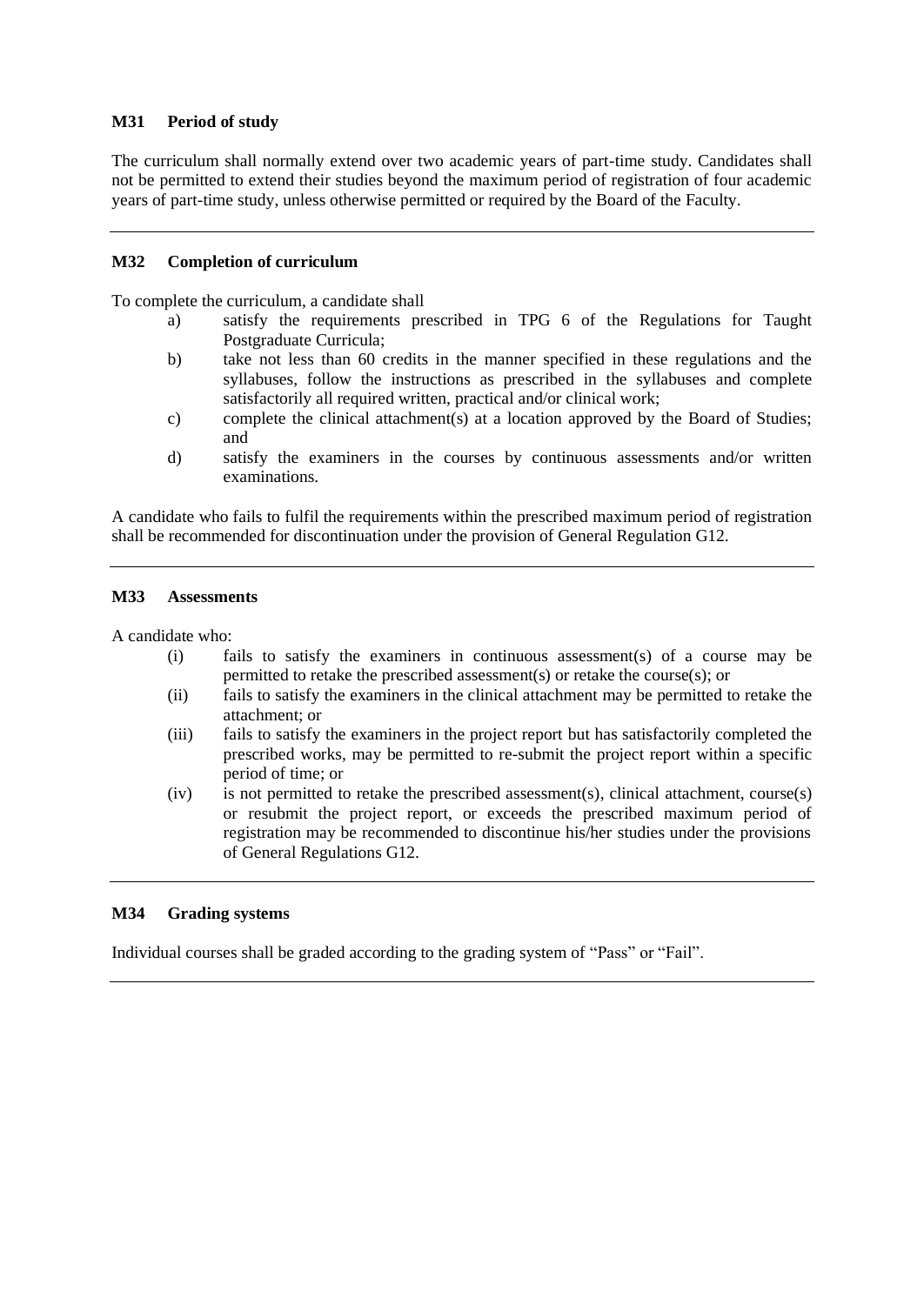### M31 Period of study

The curriculum shall normally extend over two academic years of part-time study. Candidates shall not be permitted to extend their studies beyond the maximum period of registration of four academic years of part-time study, unless otherwise permitted or required by the Board of the Faculty.

---

### M32 Completion of curriculum

To complete the curriculum, a candidate shall

a) satisfy the requirements prescribed in TPG 6 of the Regulations for Taught Postgraduate Curricula;

b) take not less than 60 credits in the manner specified in these regulations and the syllabuses, follow the instructions as prescribed in the syllabuses and complete satisfactorily all required written, practical and/or clinical work;

c) complete the clinical attachment(s) at a location approved by the Board of Studies; and

d) satisfy the examiners in the courses by continuous assessments and/or written examinations.

A candidate who fails to fulfil the requirements within the prescribed maximum period of registration shall be recommended for discontinuation under the provision of General Regulation G12.

---

### M33 Assessments

A candidate who:

(i) fails to satisfy the examiners in continuous assessment(s) of a course may be permitted to retake the prescribed assessment(s) or retake the course(s); or

(ii) fails to satisfy the examiners in the clinical attachment may be permitted to retake the attachment; or

(iii) fails to satisfy the examiners in the project report but has satisfactorily completed the prescribed works, may be permitted to re-submit the project report within a specific period of time; or

(iv) is not permitted to retake the prescribed assessment(s), clinical attachment, course(s) or resubmit the project report, or exceeds the prescribed maximum period of registration may be recommended to discontinue his/her studies under the provisions of General Regulations G12.

---

### M34 Grading systems

Individual courses shall be graded according to the grading system of "Pass" or "Fail".

---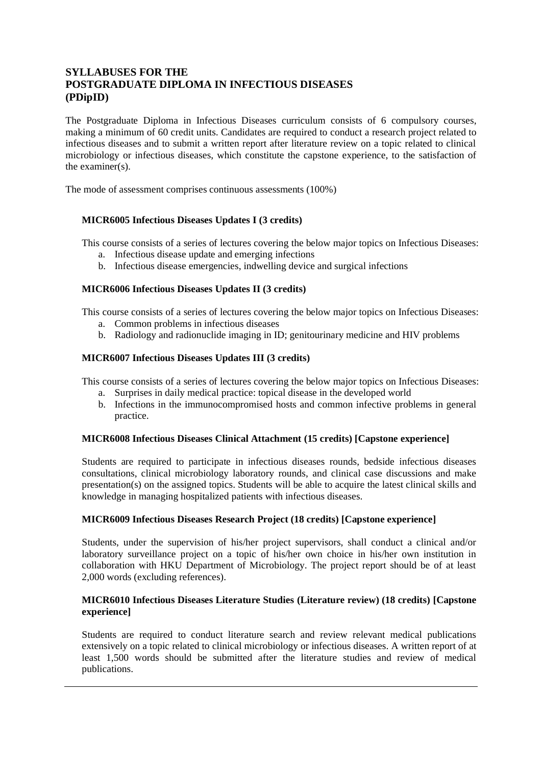# SYLLABUSES FOR THE POSTGRADUATE DIPLOMA IN INFECTIOUS DISEASES (PDipID)

The Postgraduate Diploma in Infectious Diseases curriculum consists of 6 compulsory courses, making a minimum of 60 credit units. Candidates are required to conduct a research project related to infectious diseases and to submit a written report after literature review on a topic related to clinical microbiology or infectious diseases, which constitute the capstone experience, to the satisfaction of the examiner(s).

The mode of assessment comprises continuous assessments (100%)

### MICR6005 Infectious Diseases Updates I (3 credits)

This course consists of a series of lectures covering the below major topics on Infectious Diseases:

a. Infectious disease update and emerging infections
b. Infectious disease emergencies, indwelling device and surgical infections

### MICR6006 Infectious Diseases Updates II (3 credits)

This course consists of a series of lectures covering the below major topics on Infectious Diseases:

a. Common problems in infectious diseases
b. Radiology and radionuclide imaging in ID; genitourinary medicine and HIV problems

### MICR6007 Infectious Diseases Updates III (3 credits)

This course consists of a series of lectures covering the below major topics on Infectious Diseases:

a. Surprises in daily medical practice: topical disease in the developed world
b. Infections in the immunocompromised hosts and common infective problems in general practice.

### MICR6008 Infectious Diseases Clinical Attachment (15 credits) [Capstone experience]

Students are required to participate in infectious diseases rounds, bedside infectious diseases consultations, clinical microbiology laboratory rounds, and clinical case discussions and make presentation(s) on the assigned topics. Students will be able to acquire the latest clinical skills and knowledge in managing hospitalized patients with infectious diseases.

### MICR6009 Infectious Diseases Research Project (18 credits) [Capstone experience]

Students, under the supervision of his/her project supervisors, shall conduct a clinical and/or laboratory surveillance project on a topic of his/her own choice in his/her own institution in collaboration with HKU Department of Microbiology. The project report should be of at least 2,000 words (excluding references).

### MICR6010 Infectious Diseases Literature Studies (Literature review) (18 credits) [Capstone experience]

Students are required to conduct literature search and review relevant medical publications extensively on a topic related to clinical microbiology or infectious diseases. A written report of at least 1,500 words should be submitted after the literature studies and review of medical publications.